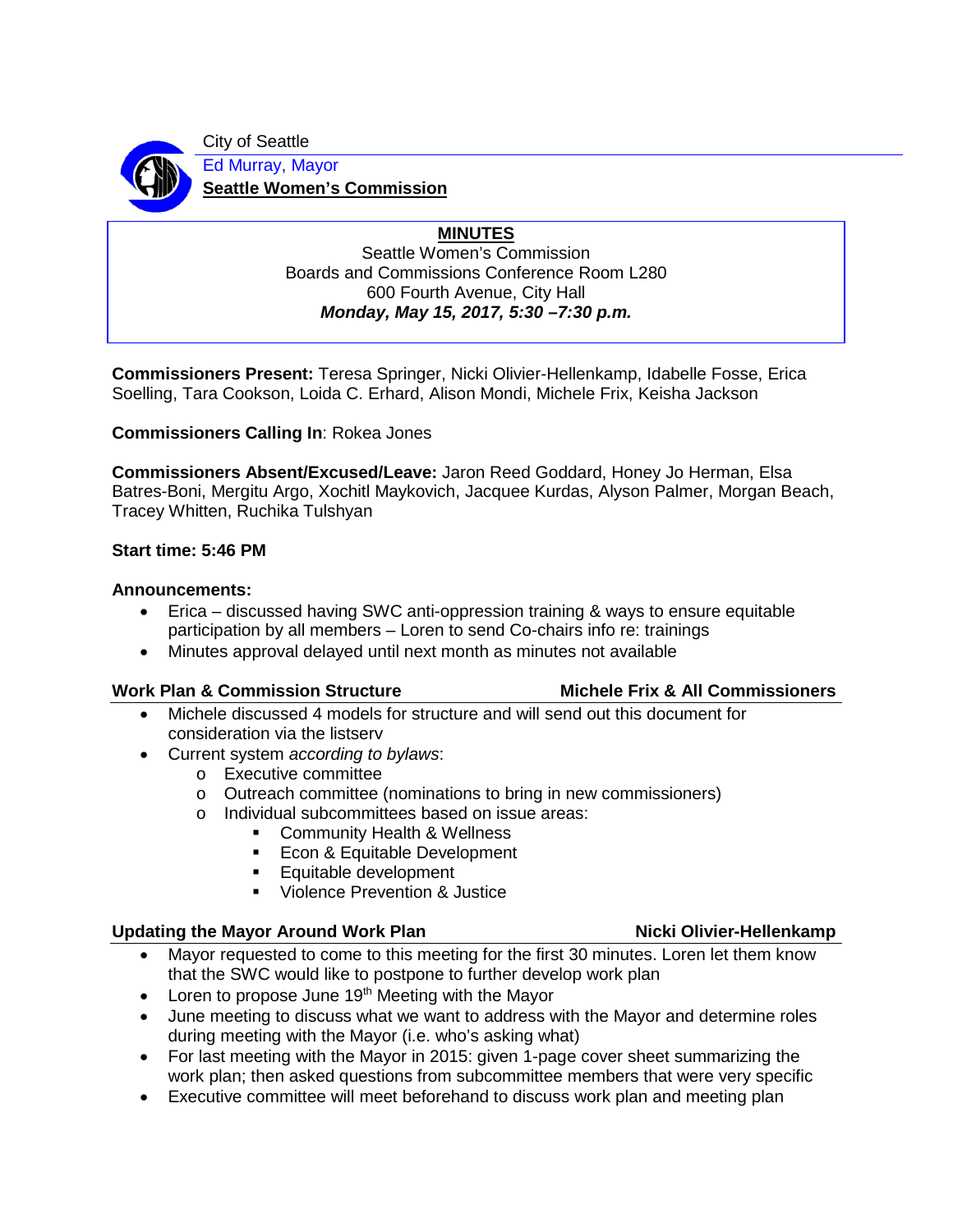City of Seattle

Ed Murray, Mayor

**Seattle Women's Commission**

# MINUTES

Seattle Women's Commission
Boards and Commissions Conference Room L280
600 Fourth Avenue, City Hall
***Monday, May 15, 2017, 5:30 –7:30 p.m.***

**Commissioners Present:** Teresa Springer, Nicki Olivier-Hellenkamp, Idabelle Fosse, Erica Soelling, Tara Cookson, Loida C. Erhard, Alison Mondi, Michele Frix, Keisha Jackson

**Commissioners Calling In**: Rokea Jones

**Commissioners Absent/Excused/Leave:** Jaron Reed Goddard, Honey Jo Herman, Elsa Batres-Boni, Mergitu Argo, Xochitl Maykovich, Jacquee Kurdas, Alyson Palmer, Morgan Beach, Tracey Whitten, Ruchika Tulshyan

**Start time: 5:46 PM**

**Announcements:**

- Erica – discussed having SWC anti-oppression training & ways to ensure equitable participation by all members – Loren to send Co-chairs info re: trainings
- Minutes approval delayed until next month as minutes not available

## Work Plan & Commission Structure — Michele Frix & All Commissioners

- Michele discussed 4 models for structure and will send out this document for consideration via the listserv
- Current system *according to bylaws*:
  - Executive committee
  - Outreach committee (nominations to bring in new commissioners)
  - Individual subcommittees based on issue areas:
    - Community Health & Wellness
    - Econ & Equitable Development
    - Equitable development
    - Violence Prevention & Justice

## Updating the Mayor Around Work Plan — Nicki Olivier-Hellenkamp

- Mayor requested to come to this meeting for the first 30 minutes. Loren let them know that the SWC would like to postpone to further develop work plan
- Loren to propose June 19th Meeting with the Mayor
- June meeting to discuss what we want to address with the Mayor and determine roles during meeting with the Mayor (i.e. who's asking what)
- For last meeting with the Mayor in 2015: given 1-page cover sheet summarizing the work plan; then asked questions from subcommittee members that were very specific
- Executive committee will meet beforehand to discuss work plan and meeting plan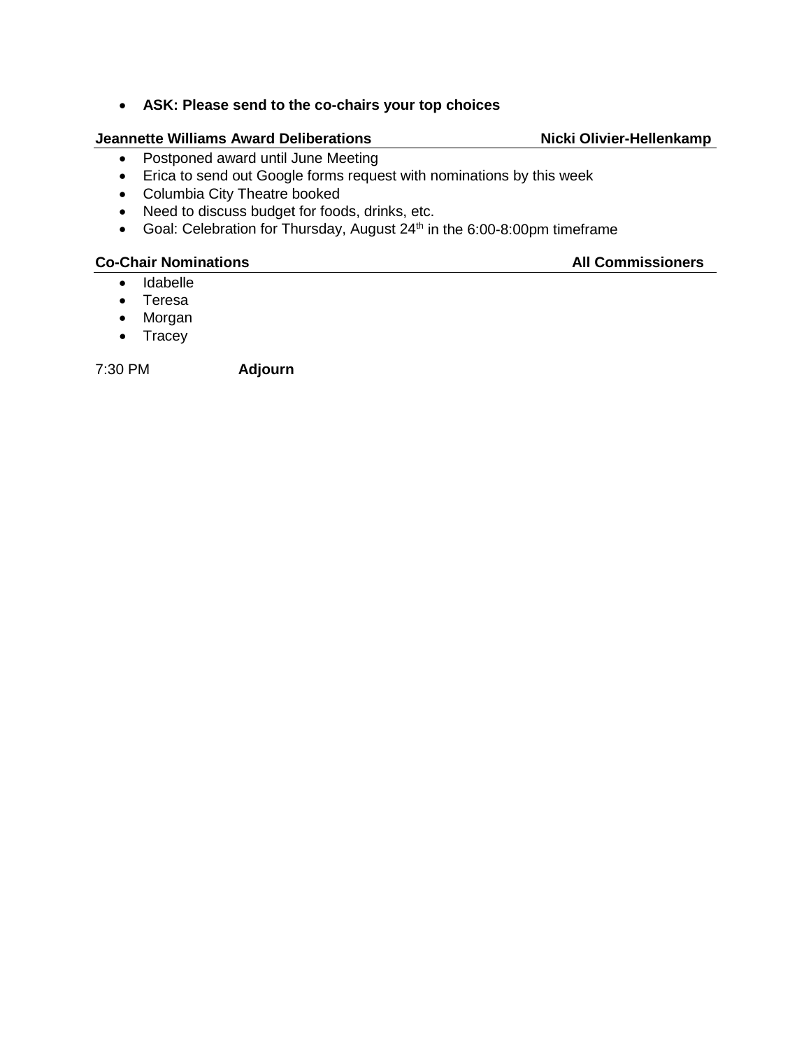- **ASK: Please send to the co-chairs your top choices**

**Jeannette Williams Award Deliberations** **Nicki Olivier-Hellenkamp**

- Postponed award until June Meeting
- Erica to send out Google forms request with nominations by this week
- Columbia City Theatre booked
- Need to discuss budget for foods, drinks, etc.
- Goal: Celebration for Thursday, August 24th in the 6:00-8:00pm timeframe

**Co-Chair Nominations** **All Commissioners**

- Idabelle
- Teresa
- Morgan
- Tracey

7:30 PM **Adjourn**